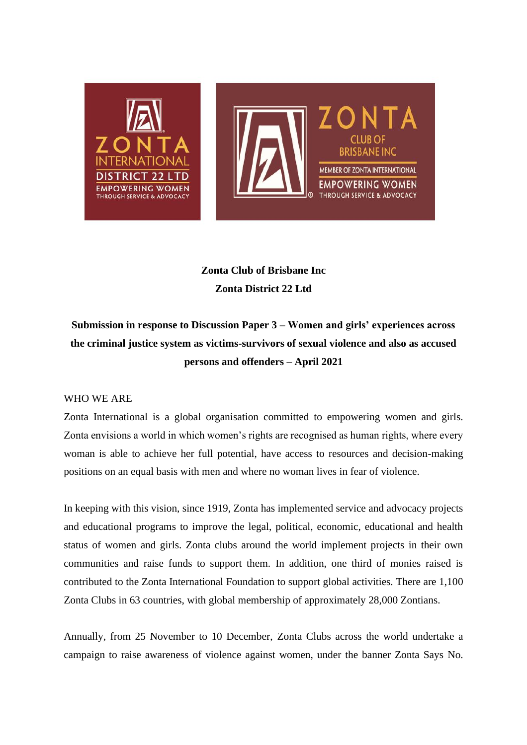**Zonta Club of Brisbane Inc**

**Zonta District 22 Ltd**

**Submission in response to Discussion Paper 3 – Women and girls' experiences across the criminal justice system as victims-survivors of sexual violence and also as accused persons and offenders – April 2021**

WHO WE ARE

Zonta International is a global organisation committed to empowering women and girls. Zonta envisions a world in which women's rights are recognised as human rights, where every woman is able to achieve her full potential, have access to resources and decision-making positions on an equal basis with men and where no woman lives in fear of violence.

In keeping with this vision, since 1919, Zonta has implemented service and advocacy projects and educational programs to improve the legal, political, economic, educational and health status of women and girls. Zonta clubs around the world implement projects in their own communities and raise funds to support them. In addition, one third of monies raised is contributed to the Zonta International Foundation to support global activities. There are 1,100 Zonta Clubs in 63 countries, with global membership of approximately 28,000 Zontians.

Annually, from 25 November to 10 December, Zonta Clubs across the world undertake a campaign to raise awareness of violence against women, under the banner Zonta Says No.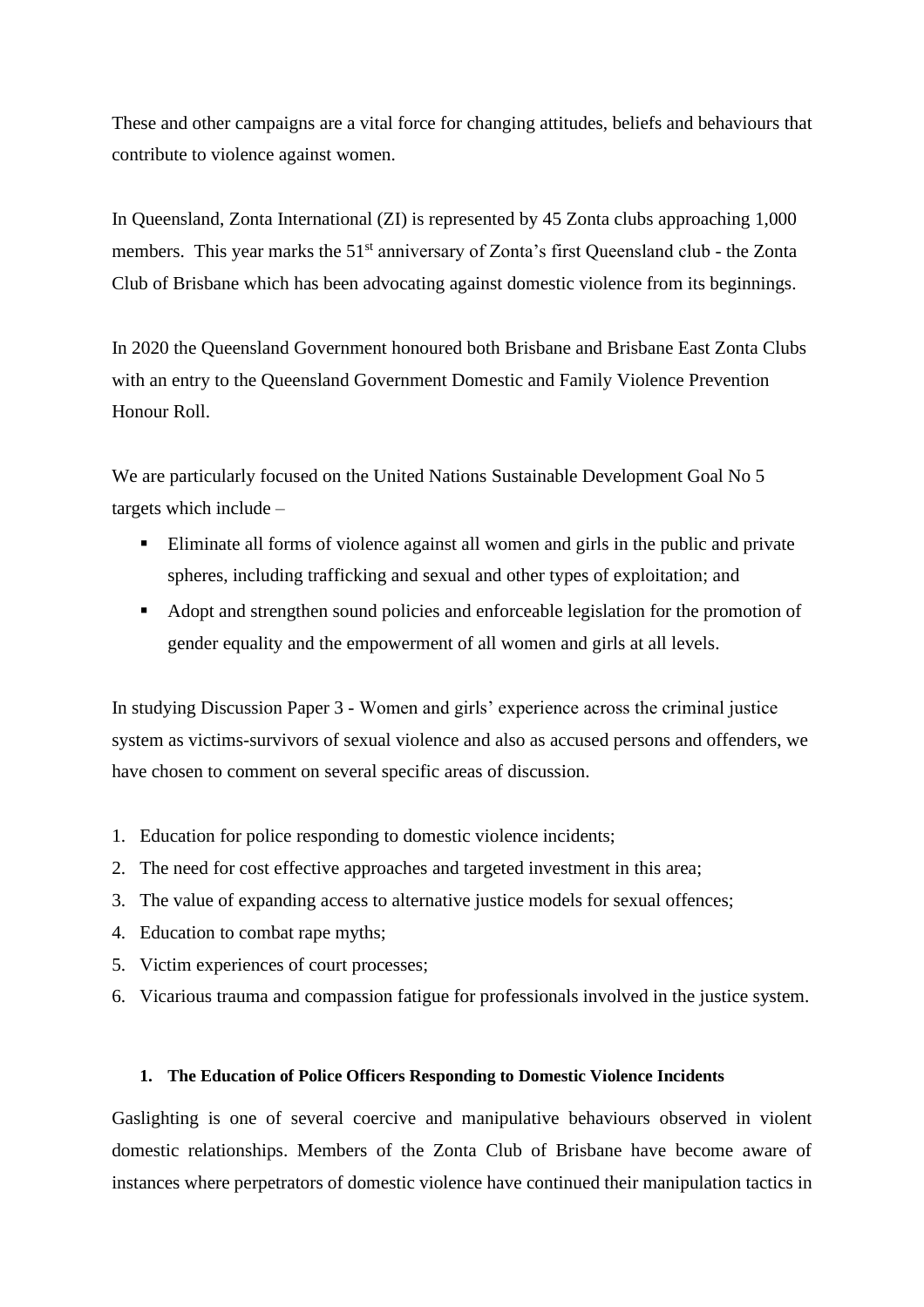These and other campaigns are a vital force for changing attitudes, beliefs and behaviours that contribute to violence against women.

In Queensland, Zonta International (ZI) is represented by 45 Zonta clubs approaching 1,000 members. This year marks the 51st anniversary of Zonta's first Queensland club - the Zonta Club of Brisbane which has been advocating against domestic violence from its beginnings.

In 2020 the Queensland Government honoured both Brisbane and Brisbane East Zonta Clubs with an entry to the Queensland Government Domestic and Family Violence Prevention Honour Roll.

We are particularly focused on the United Nations Sustainable Development Goal No 5 targets which include –

- Eliminate all forms of violence against all women and girls in the public and private spheres, including trafficking and sexual and other types of exploitation; and
- Adopt and strengthen sound policies and enforceable legislation for the promotion of gender equality and the empowerment of all women and girls at all levels.

In studying Discussion Paper 3 - Women and girls' experience across the criminal justice system as victims-survivors of sexual violence and also as accused persons and offenders, we have chosen to comment on several specific areas of discussion.

1. Education for police responding to domestic violence incidents;
2. The need for cost effective approaches and targeted investment in this area;
3. The value of expanding access to alternative justice models for sexual offences;
4. Education to combat rape myths;
5. Victim experiences of court processes;
6. Vicarious trauma and compassion fatigue for professionals involved in the justice system.

### 1. The Education of Police Officers Responding to Domestic Violence Incidents

Gaslighting is one of several coercive and manipulative behaviours observed in violent domestic relationships. Members of the Zonta Club of Brisbane have become aware of instances where perpetrators of domestic violence have continued their manipulation tactics in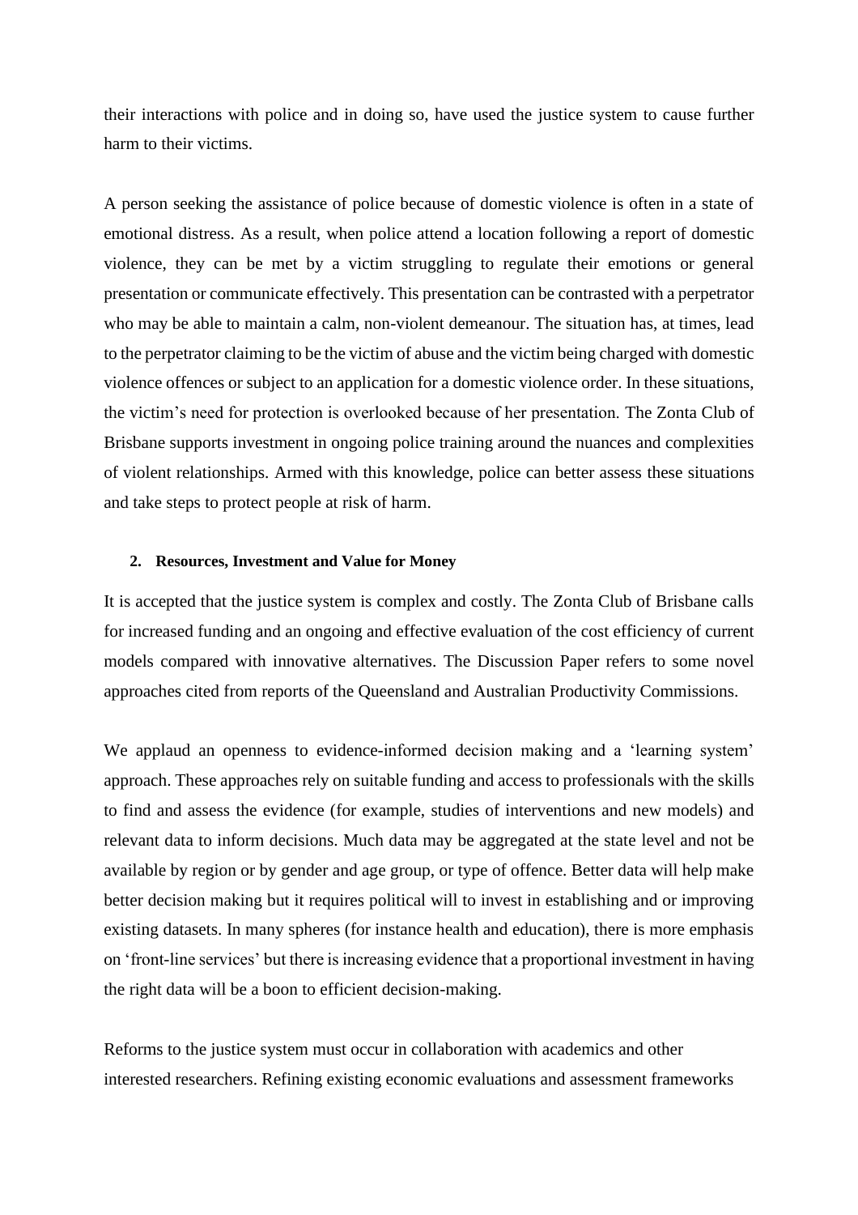their interactions with police and in doing so, have used the justice system to cause further harm to their victims.

A person seeking the assistance of police because of domestic violence is often in a state of emotional distress. As a result, when police attend a location following a report of domestic violence, they can be met by a victim struggling to regulate their emotions or general presentation or communicate effectively. This presentation can be contrasted with a perpetrator who may be able to maintain a calm, non-violent demeanour. The situation has, at times, lead to the perpetrator claiming to be the victim of abuse and the victim being charged with domestic violence offences or subject to an application for a domestic violence order. In these situations, the victim's need for protection is overlooked because of her presentation. The Zonta Club of Brisbane supports investment in ongoing police training around the nuances and complexities of violent relationships. Armed with this knowledge, police can better assess these situations and take steps to protect people at risk of harm.

**2. Resources, Investment and Value for Money**

It is accepted that the justice system is complex and costly. The Zonta Club of Brisbane calls for increased funding and an ongoing and effective evaluation of the cost efficiency of current models compared with innovative alternatives. The Discussion Paper refers to some novel approaches cited from reports of the Queensland and Australian Productivity Commissions.

We applaud an openness to evidence-informed decision making and a 'learning system' approach. These approaches rely on suitable funding and access to professionals with the skills to find and assess the evidence (for example, studies of interventions and new models) and relevant data to inform decisions. Much data may be aggregated at the state level and not be available by region or by gender and age group, or type of offence. Better data will help make better decision making but it requires political will to invest in establishing and or improving existing datasets. In many spheres (for instance health and education), there is more emphasis on 'front-line services' but there is increasing evidence that a proportional investment in having the right data will be a boon to efficient decision-making.

Reforms to the justice system must occur in collaboration with academics and other interested researchers. Refining existing economic evaluations and assessment frameworks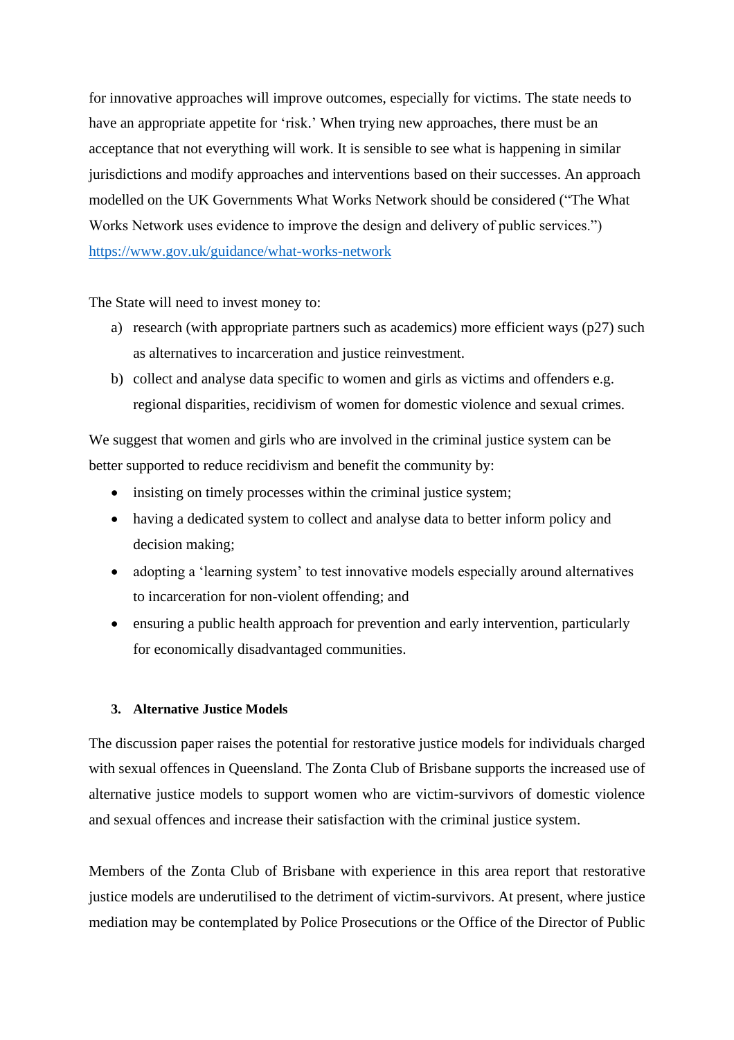for innovative approaches will improve outcomes, especially for victims. The state needs to have an appropriate appetite for 'risk.' When trying new approaches, there must be an acceptance that not everything will work. It is sensible to see what is happening in similar jurisdictions and modify approaches and interventions based on their successes. An approach modelled on the UK Governments What Works Network should be considered ("The What Works Network uses evidence to improve the design and delivery of public services.") [https://www.gov.uk/guidance/what-works-network](https://www.gov.uk/guidance/what-works-network)

The State will need to invest money to:

a) research (with appropriate partners such as academics) more efficient ways (p27) such as alternatives to incarceration and justice reinvestment.
b) collect and analyse data specific to women and girls as victims and offenders e.g. regional disparities, recidivism of women for domestic violence and sexual crimes.

We suggest that women and girls who are involved in the criminal justice system can be better supported to reduce recidivism and benefit the community by:

- insisting on timely processes within the criminal justice system;
- having a dedicated system to collect and analyse data to better inform policy and decision making;
- adopting a 'learning system' to test innovative models especially around alternatives to incarceration for non-violent offending; and
- ensuring a public health approach for prevention and early intervention, particularly for economically disadvantaged communities.

### 3. Alternative Justice Models

The discussion paper raises the potential for restorative justice models for individuals charged with sexual offences in Queensland. The Zonta Club of Brisbane supports the increased use of alternative justice models to support women who are victim-survivors of domestic violence and sexual offences and increase their satisfaction with the criminal justice system.

Members of the Zonta Club of Brisbane with experience in this area report that restorative justice models are underutilised to the detriment of victim-survivors. At present, where justice mediation may be contemplated by Police Prosecutions or the Office of the Director of Public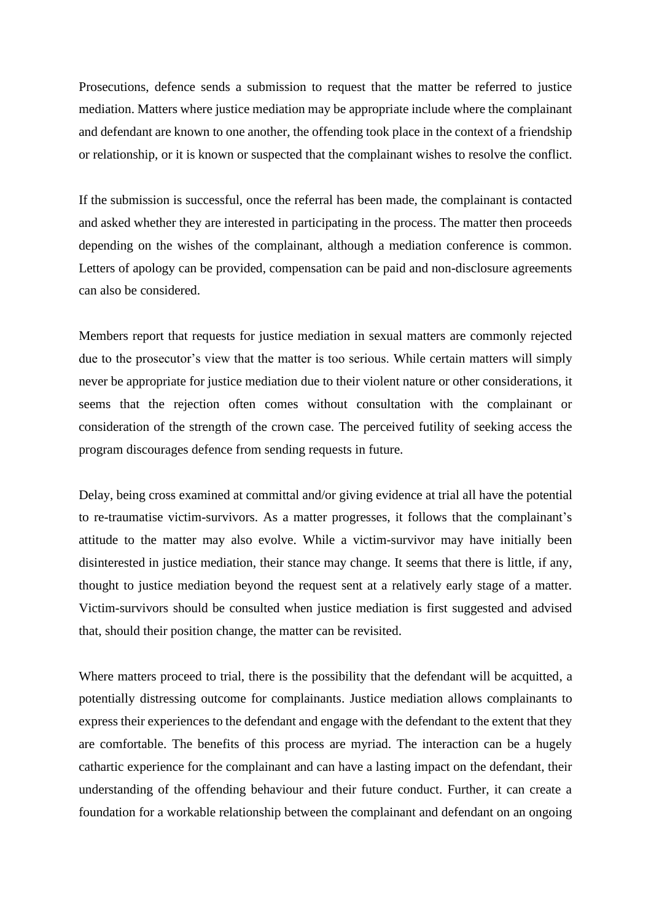Prosecutions, defence sends a submission to request that the matter be referred to justice mediation. Matters where justice mediation may be appropriate include where the complainant and defendant are known to one another, the offending took place in the context of a friendship or relationship, or it is known or suspected that the complainant wishes to resolve the conflict.

If the submission is successful, once the referral has been made, the complainant is contacted and asked whether they are interested in participating in the process. The matter then proceeds depending on the wishes of the complainant, although a mediation conference is common. Letters of apology can be provided, compensation can be paid and non-disclosure agreements can also be considered.

Members report that requests for justice mediation in sexual matters are commonly rejected due to the prosecutor's view that the matter is too serious. While certain matters will simply never be appropriate for justice mediation due to their violent nature or other considerations, it seems that the rejection often comes without consultation with the complainant or consideration of the strength of the crown case. The perceived futility of seeking access the program discourages defence from sending requests in future.

Delay, being cross examined at committal and/or giving evidence at trial all have the potential to re-traumatise victim-survivors. As a matter progresses, it follows that the complainant's attitude to the matter may also evolve. While a victim-survivor may have initially been disinterested in justice mediation, their stance may change. It seems that there is little, if any, thought to justice mediation beyond the request sent at a relatively early stage of a matter. Victim-survivors should be consulted when justice mediation is first suggested and advised that, should their position change, the matter can be revisited.

Where matters proceed to trial, there is the possibility that the defendant will be acquitted, a potentially distressing outcome for complainants. Justice mediation allows complainants to express their experiences to the defendant and engage with the defendant to the extent that they are comfortable. The benefits of this process are myriad. The interaction can be a hugely cathartic experience for the complainant and can have a lasting impact on the defendant, their understanding of the offending behaviour and their future conduct. Further, it can create a foundation for a workable relationship between the complainant and defendant on an ongoing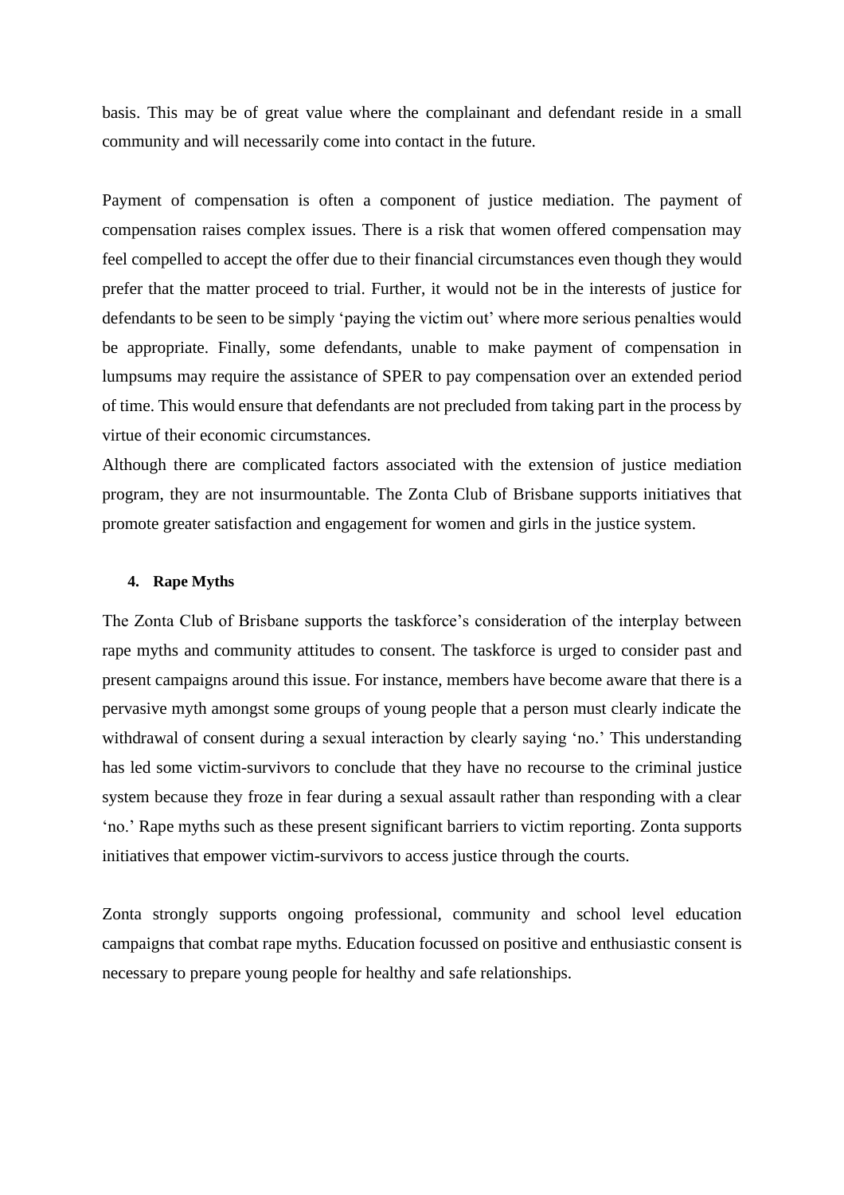basis. This may be of great value where the complainant and defendant reside in a small community and will necessarily come into contact in the future.

Payment of compensation is often a component of justice mediation. The payment of compensation raises complex issues. There is a risk that women offered compensation may feel compelled to accept the offer due to their financial circumstances even though they would prefer that the matter proceed to trial. Further, it would not be in the interests of justice for defendants to be seen to be simply 'paying the victim out' where more serious penalties would be appropriate. Finally, some defendants, unable to make payment of compensation in lumpsums may require the assistance of SPER to pay compensation over an extended period of time. This would ensure that defendants are not precluded from taking part in the process by virtue of their economic circumstances.

Although there are complicated factors associated with the extension of justice mediation program, they are not insurmountable. The Zonta Club of Brisbane supports initiatives that promote greater satisfaction and engagement for women and girls in the justice system.

**4. Rape Myths**

The Zonta Club of Brisbane supports the taskforce's consideration of the interplay between rape myths and community attitudes to consent. The taskforce is urged to consider past and present campaigns around this issue. For instance, members have become aware that there is a pervasive myth amongst some groups of young people that a person must clearly indicate the withdrawal of consent during a sexual interaction by clearly saying 'no.' This understanding has led some victim-survivors to conclude that they have no recourse to the criminal justice system because they froze in fear during a sexual assault rather than responding with a clear 'no.' Rape myths such as these present significant barriers to victim reporting. Zonta supports initiatives that empower victim-survivors to access justice through the courts.

Zonta strongly supports ongoing professional, community and school level education campaigns that combat rape myths. Education focussed on positive and enthusiastic consent is necessary to prepare young people for healthy and safe relationships.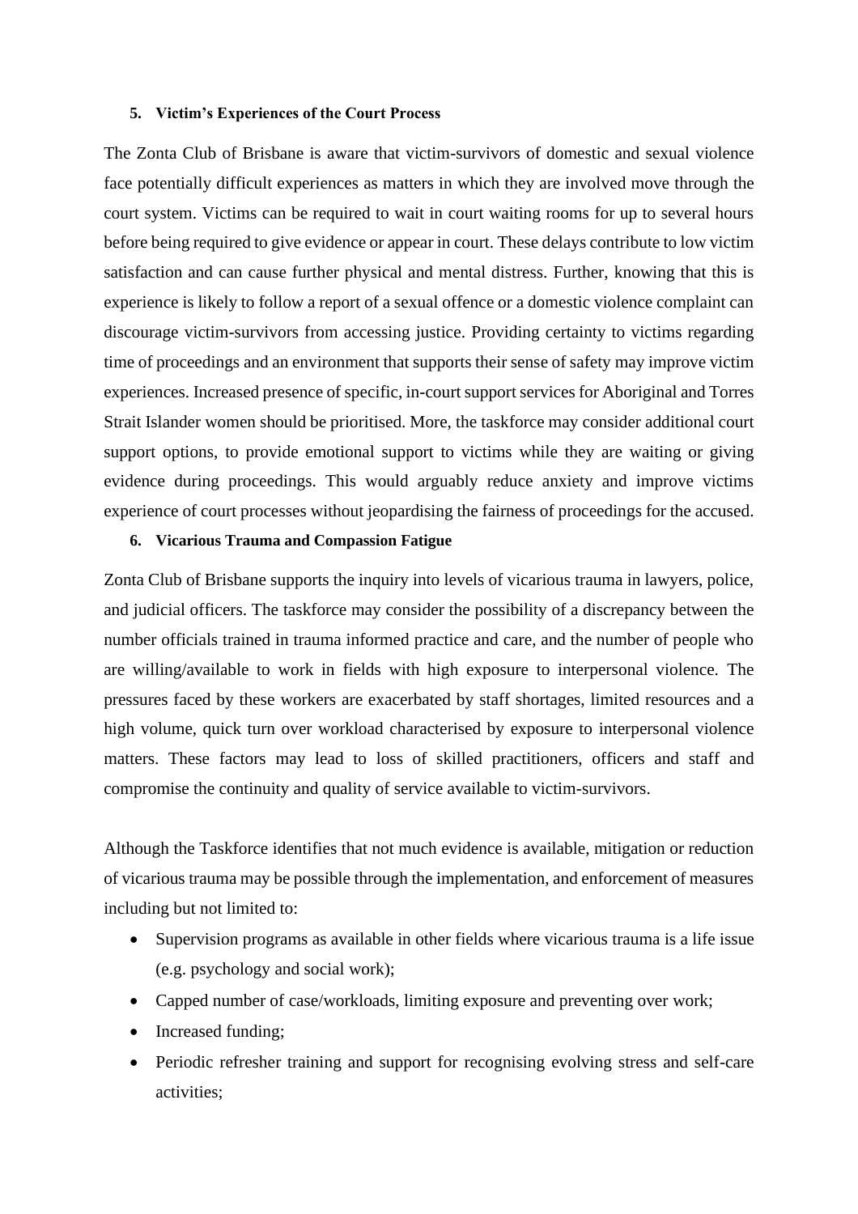### 5. Victim's Experiences of the Court Process

The Zonta Club of Brisbane is aware that victim-survivors of domestic and sexual violence face potentially difficult experiences as matters in which they are involved move through the court system. Victims can be required to wait in court waiting rooms for up to several hours before being required to give evidence or appear in court. These delays contribute to low victim satisfaction and can cause further physical and mental distress. Further, knowing that this is experience is likely to follow a report of a sexual offence or a domestic violence complaint can discourage victim-survivors from accessing justice. Providing certainty to victims regarding time of proceedings and an environment that supports their sense of safety may improve victim experiences. Increased presence of specific, in-court support services for Aboriginal and Torres Strait Islander women should be prioritised. More, the taskforce may consider additional court support options, to provide emotional support to victims while they are waiting or giving evidence during proceedings. This would arguably reduce anxiety and improve victims experience of court processes without jeopardising the fairness of proceedings for the accused.

### 6. Vicarious Trauma and Compassion Fatigue

Zonta Club of Brisbane supports the inquiry into levels of vicarious trauma in lawyers, police, and judicial officers. The taskforce may consider the possibility of a discrepancy between the number officials trained in trauma informed practice and care, and the number of people who are willing/available to work in fields with high exposure to interpersonal violence. The pressures faced by these workers are exacerbated by staff shortages, limited resources and a high volume, quick turn over workload characterised by exposure to interpersonal violence matters. These factors may lead to loss of skilled practitioners, officers and staff and compromise the continuity and quality of service available to victim-survivors.

Although the Taskforce identifies that not much evidence is available, mitigation or reduction of vicarious trauma may be possible through the implementation, and enforcement of measures including but not limited to:

- Supervision programs as available in other fields where vicarious trauma is a life issue (e.g. psychology and social work);
- Capped number of case/workloads, limiting exposure and preventing over work;
- Increased funding;
- Periodic refresher training and support for recognising evolving stress and self-care activities;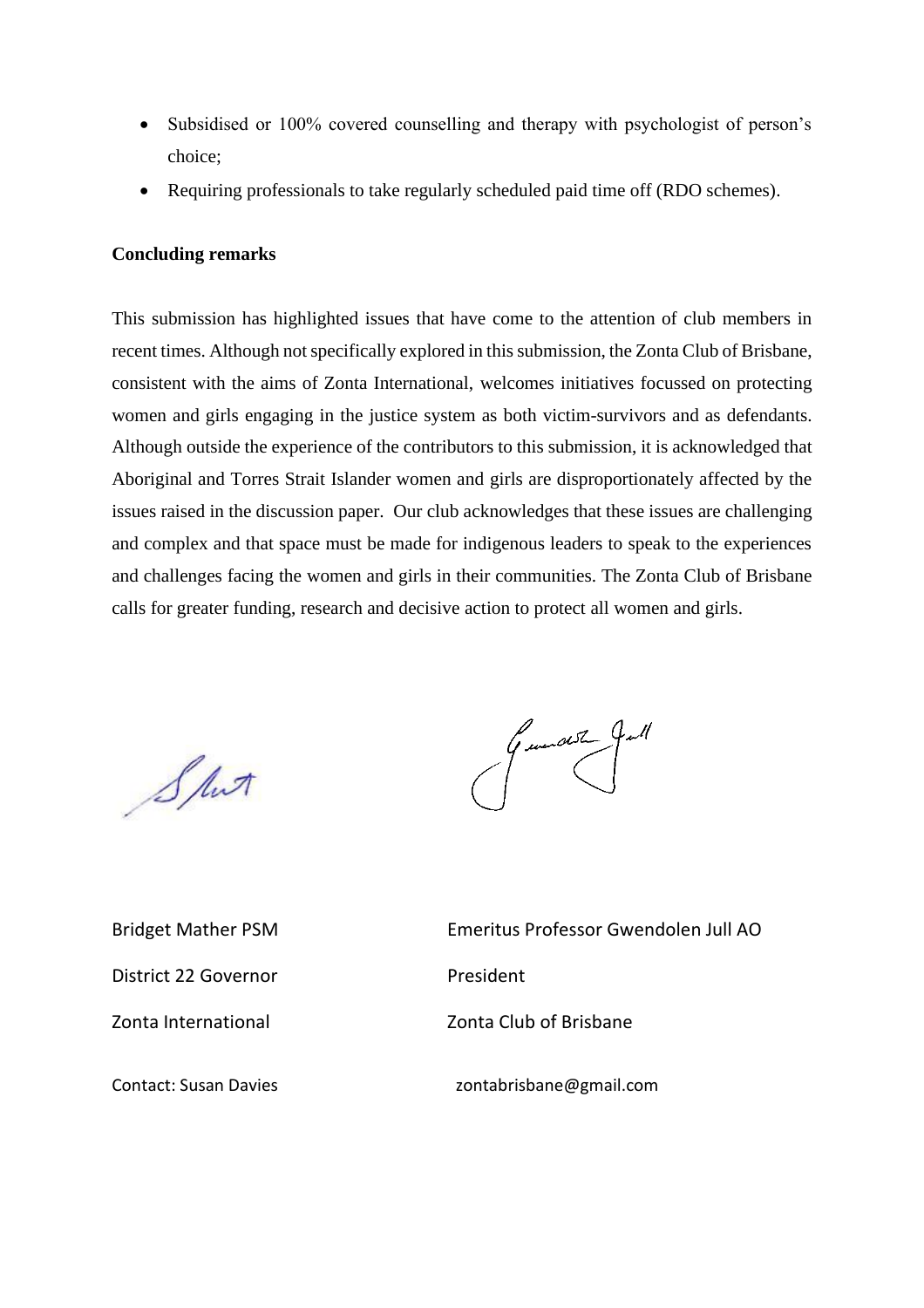- Subsidised or 100% covered counselling and therapy with psychologist of person's choice;
- Requiring professionals to take regularly scheduled paid time off (RDO schemes).

**Concluding remarks**

This submission has highlighted issues that have come to the attention of club members in recent times. Although not specifically explored in this submission, the Zonta Club of Brisbane, consistent with the aims of Zonta International, welcomes initiatives focussed on protecting women and girls engaging in the justice system as both victim-survivors and as defendants. Although outside the experience of the contributors to this submission, it is acknowledged that Aboriginal and Torres Strait Islander women and girls are disproportionately affected by the issues raised in the discussion paper. Our club acknowledges that these issues are challenging and complex and that space must be made for indigenous leaders to speak to the experiences and challenges facing the women and girls in their communities. The Zonta Club of Brisbane calls for greater funding, research and decisive action to protect all women and girls.

Bridget Mather PSM
District 22 Governor
Zonta International

Emeritus Professor Gwendolen Jull AO
President
Zonta Club of Brisbane

Contact: Susan Davies zontabrisbane@gmail.com